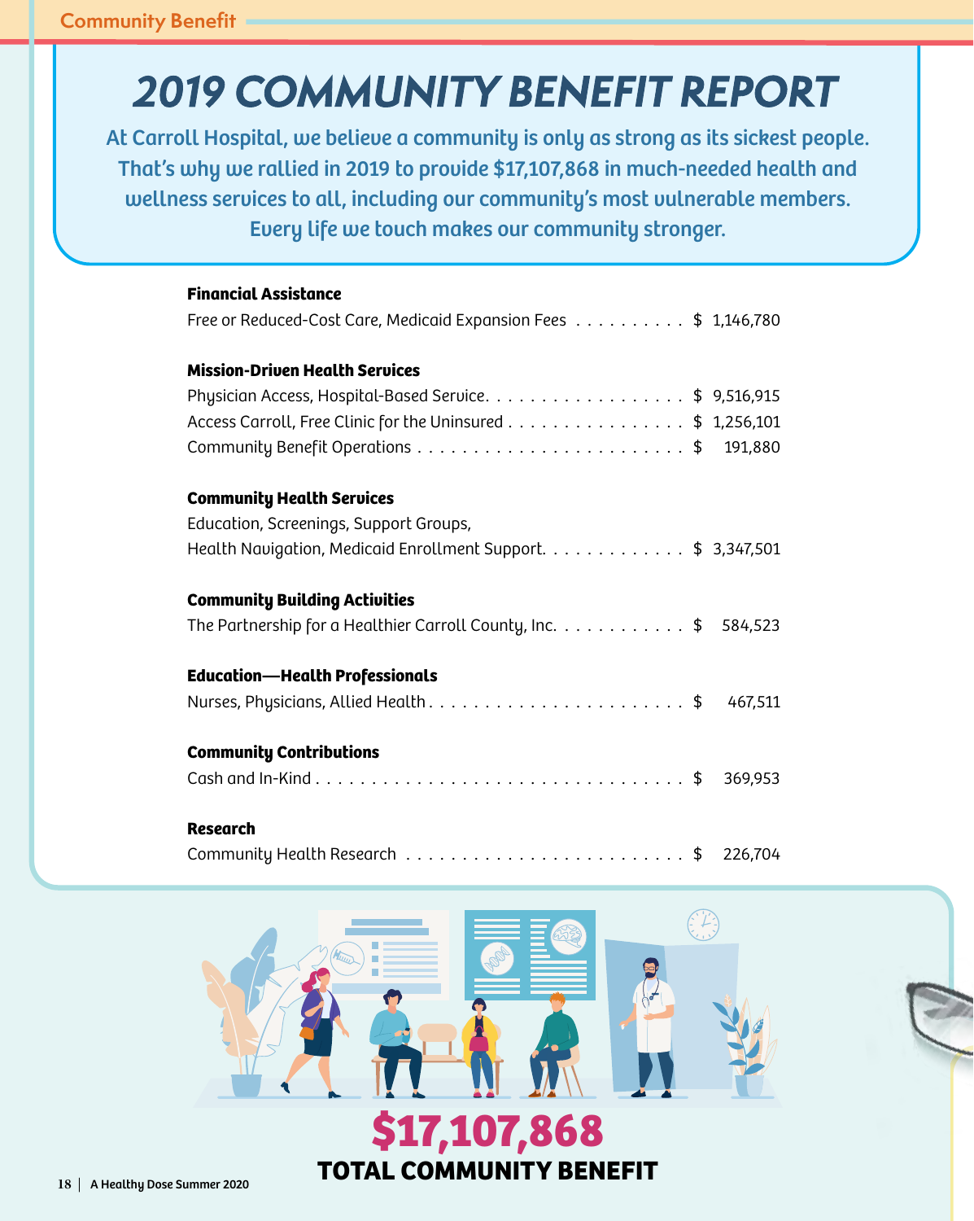Community Benefit

# 2019 COMMUNITY BENEFIT REPORT

**At Carroll Hospital, we believe a community is only as strong as its sickest people. That's why we rallied in 2019 to provide $17,107,868 in much-needed health and wellness services to all, including our community's most vulnerable members. Every life we touch makes our community stronger.**

**Financial Assistance**

Free or Reduced-Cost Care, Medicaid Expansion Fees . . . . . . . . . . $ 1,146,780

**Mission-Driven Health Services**

Physician Access, Hospital-Based Service. . . . . . . . . . . . . . . . . . $ 9,516,915

Access Carroll, Free Clinic for the Uninsured . . . . . . . . . . . . . . . . $ 1,256,101

Community Benefit Operations . . . . . . . . . . . . . . . . . . . . . . . . $ 191,880

**Community Health Services**

Education, Screenings, Support Groups,
Health Navigation, Medicaid Enrollment Support. . . . . . . . . . . . . $ 3,347,501

**Community Building Activities**

The Partnership for a Healthier Carroll County, Inc. . . . . . . . . . . . $ 584,523

**Education—Health Professionals**

Nurses, Physicians, Allied Health . . . . . . . . . . . . . . . . . . . . . . . . $ 467,511

**Community Contributions**

Cash and In-Kind . . . . . . . . . . . . . . . . . . . . . . . . . . . . . . . . . $ 369,953

**Research**

Community Health Research . . . . . . . . . . . . . . . . . . . . . . . . . $ 226,704

**$17,107,868**

**TOTAL COMMUNITY BENEFIT**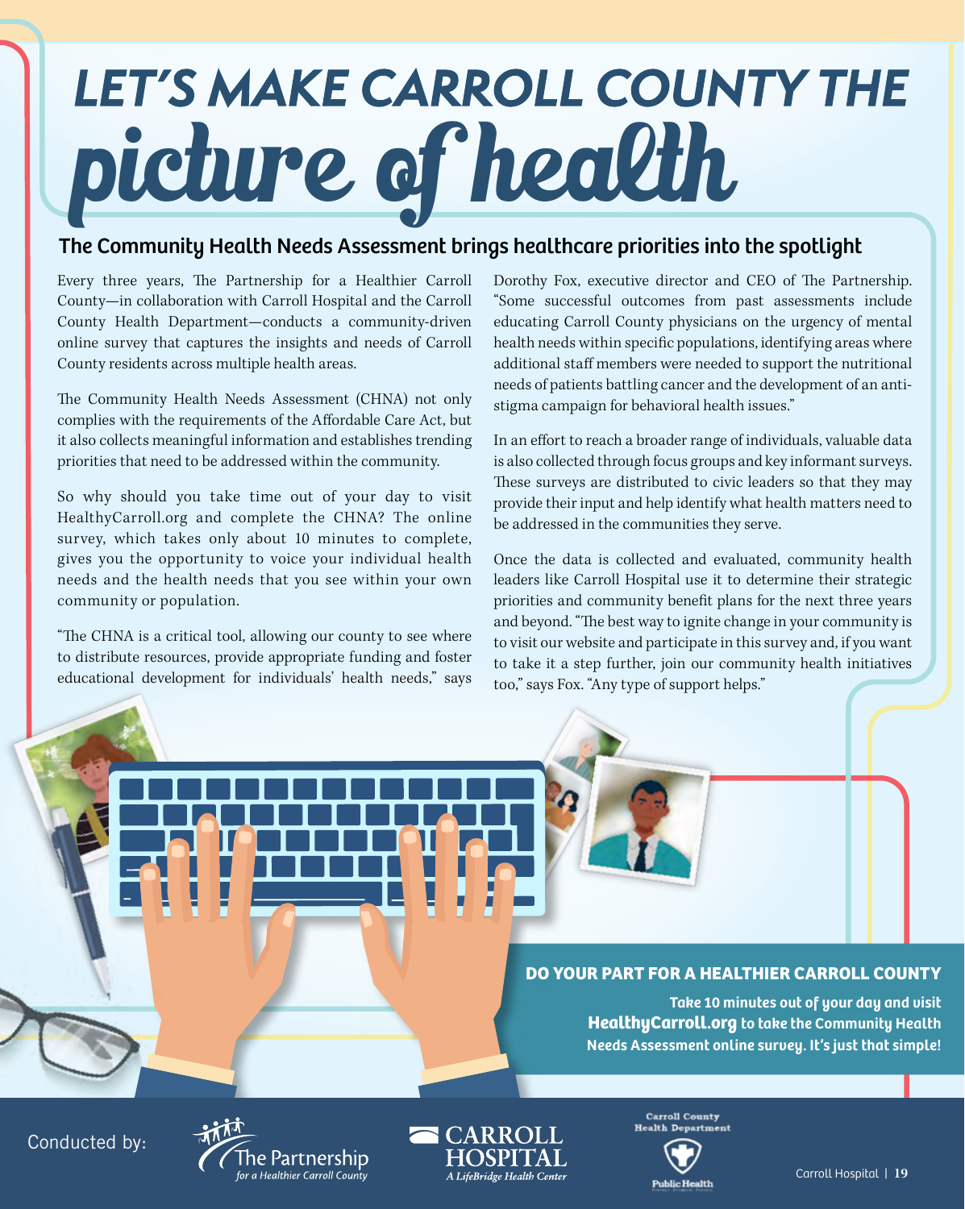# LET'S MAKE CARROLL COUNTY THE *picture of health*

## The Community Health Needs Assessment brings healthcare priorities into the spotlight

Every three years, The Partnership for a Healthier Carroll County—in collaboration with Carroll Hospital and the Carroll County Health Department—conducts a community-driven online survey that captures the insights and needs of Carroll County residents across multiple health areas.

The Community Health Needs Assessment (CHNA) not only complies with the requirements of the Affordable Care Act, but it also collects meaningful information and establishes trending priorities that need to be addressed within the community.

So why should you take time out of your day to visit HealthyCarroll.org and complete the CHNA? The online survey, which takes only about 10 minutes to complete, gives you the opportunity to voice your individual health needs and the health needs that you see within your own community or population.

"The CHNA is a critical tool, allowing our county to see where to distribute resources, provide appropriate funding and foster educational development for individuals' health needs," says Dorothy Fox, executive director and CEO of The Partnership. "Some successful outcomes from past assessments include educating Carroll County physicians on the urgency of mental health needs within specific populations, identifying areas where additional staff members were needed to support the nutritional needs of patients battling cancer and the development of an anti-stigma campaign for behavioral health issues."

In an effort to reach a broader range of individuals, valuable data is also collected through focus groups and key informant surveys. These surveys are distributed to civic leaders so that they may provide their input and help identify what health matters need to be addressed in the communities they serve.

Once the data is collected and evaluated, community health leaders like Carroll Hospital use it to determine their strategic priorities and community benefit plans for the next three years and beyond. "The best way to ignite change in your community is to visit our website and participate in this survey and, if you want to take it a step further, join our community health initiatives too," says Fox. "Any type of support helps."

### DO YOUR PART FOR A HEALTHIER CARROLL COUNTY

**Take 10 minutes out of your day and visit HealthyCarroll.org to take the Community Health Needs Assessment online survey. It's just that simple!**

Conducted by: The Partnership for a Healthier Carroll County | Carroll Hospital, A LifeBridge Health Center | Carroll County Health Department, Public Health